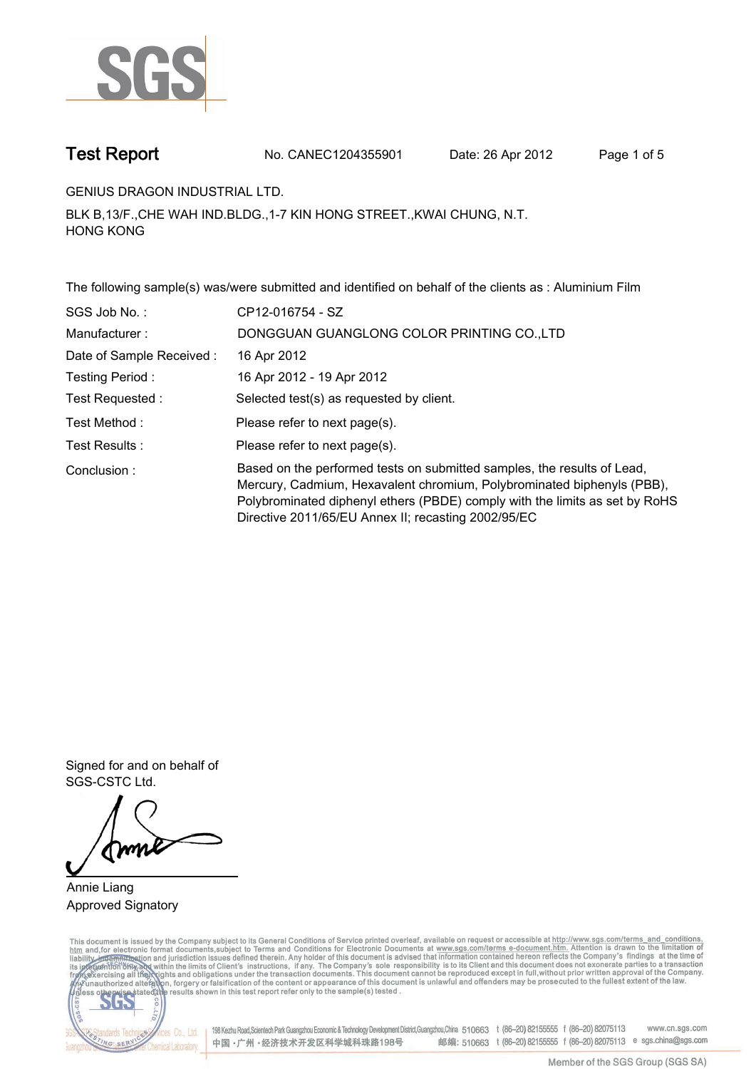# Test Report

No. CANEC1204355901 Date: 26 Apr 2012

GENIUS DRAGON INDUSTRIAL LTD.

BLK B,13/F.,CHE WAH IND.BLDG.,1-7 KIN HONG STREET.,KWAI CHUNG, N.T.
HONG KONG

The following sample(s) was/were submitted and identified on behalf of the clients as : Aluminium Film

| | |
|---|---|
| SGS Job No. : | CP12-016754 - SZ |
| Manufacturer : | DONGGUAN GUANGLONG COLOR PRINTING CO.,LTD |
| Date of Sample Received : | 16 Apr 2012 |
| Testing Period : | 16 Apr 2012 - 19 Apr 2012 |
| Test Requested : | Selected test(s) as requested by client. |
| Test Method : | Please refer to next page(s). |
| Test Results : | Please refer to next page(s). |
| Conclusion : | Based on the performed tests on submitted samples, the results of Lead, Mercury, Cadmium, Hexavalent chromium, Polybrominated biphenyls (PBB), Polybrominated diphenyl ethers (PBDE) comply with the limits as set by RoHS Directive 2011/65/EU Annex II; recasting 2002/95/EC |

Signed for and on behalf of
SGS-CSTC Ltd.

Annie Liang
Approved Signatory

This document is issued by the Company subject to its General Conditions of Service printed overleaf, available on request or accessible at http://www.sgs.com/terms_and_conditions.htm and,for electronic format documents,subject to Terms and Conditions for Electronic Documents at www.sgs.com/terms_e-document.htm. Attention is drawn to the limitation of liability, indemnification and jurisdiction issues defined therein. Any holder of this document is advised that information contained hereon reflects the Company's findings at the time of its intervention only and within the limits of Client's instructions, if any. The Company's sole responsibility is to its Client and this document does not exonerate parties to a transaction from exercising all their rights and obligations under the transaction documents. This document cannot be reproduced except in full,without prior written approval of the Company. Any unauthorized alteration, forgery or falsification of the content or appearance of this document is unlawful and offenders may be prosecuted to the fullest extent of the law. Unless otherwise stated the results shown in this test report refer only to the sample(s) tested .

198 Kezhu Road,Scientech Park Guangzhou Economic & Technology Development District,Guangzhou,China 510663 t (86–20) 82155555 f (86–20) 82075113 www.cn.sgs.com
中国・广州・经济技术开发区科学城科珠路198号 邮编: 510663 t (86–20) 82155555 f (86–20) 82075113 e sgs.china@sgs.com

Member of the SGS Group (SGS SA)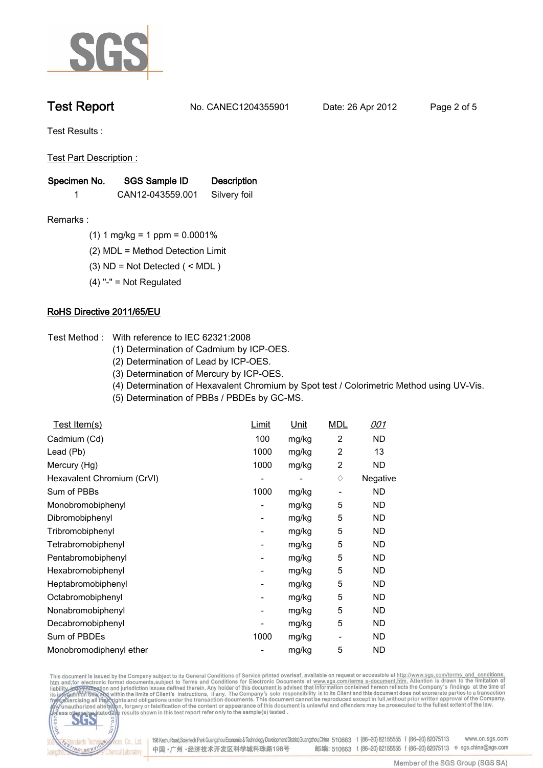# Test Report

No. CANEC1204355901 Date: 26 Apr 2012

Test Results :

Test Part Description :

| Specimen No. | SGS Sample ID | Description |
|---|---|---|
| 1 | CAN12-043559.001 | Silvery foil |

Remarks :

(1) 1 mg/kg = 1 ppm = 0.0001%

(2) MDL = Method Detection Limit

(3) ND = Not Detected ( < MDL )

(4) "-" = Not Regulated

## RoHS Directive 2011/65/EU

Test Method : With reference to IEC 62321:2008

(1) Determination of Cadmium by ICP-OES.

(2) Determination of Lead by ICP-OES.

(3) Determination of Mercury by ICP-OES.

(4) Determination of Hexavalent Chromium by Spot test / Colorimetric Method using UV-Vis.

(5) Determination of PBBs / PBDEs by GC-MS.

| Test Item(s) | Limit | Unit | MDL | *001* |
|---|---|---|---|---|
| Cadmium (Cd) | 100 | mg/kg | 2 | ND |
| Lead (Pb) | 1000 | mg/kg | 2 | 13 |
| Mercury (Hg) | 1000 | mg/kg | 2 | ND |
| Hexavalent Chromium (CrVI) | - | - | ♢ | Negative |
| Sum of PBBs | 1000 | mg/kg | - | ND |
| Monobromobiphenyl | - | mg/kg | 5 | ND |
| Dibromobiphenyl | - | mg/kg | 5 | ND |
| Tribromobiphenyl | - | mg/kg | 5 | ND |
| Tetrabromobiphenyl | - | mg/kg | 5 | ND |
| Pentabromobiphenyl | - | mg/kg | 5 | ND |
| Hexabromobiphenyl | - | mg/kg | 5 | ND |
| Heptabromobiphenyl | - | mg/kg | 5 | ND |
| Octabromobiphenyl | - | mg/kg | 5 | ND |
| Nonabromobiphenyl | - | mg/kg | 5 | ND |
| Decabromobiphenyl | - | mg/kg | 5 | ND |
| Sum of PBDEs | 1000 | mg/kg | - | ND |
| Monobromodiphenyl ether | - | mg/kg | 5 | ND |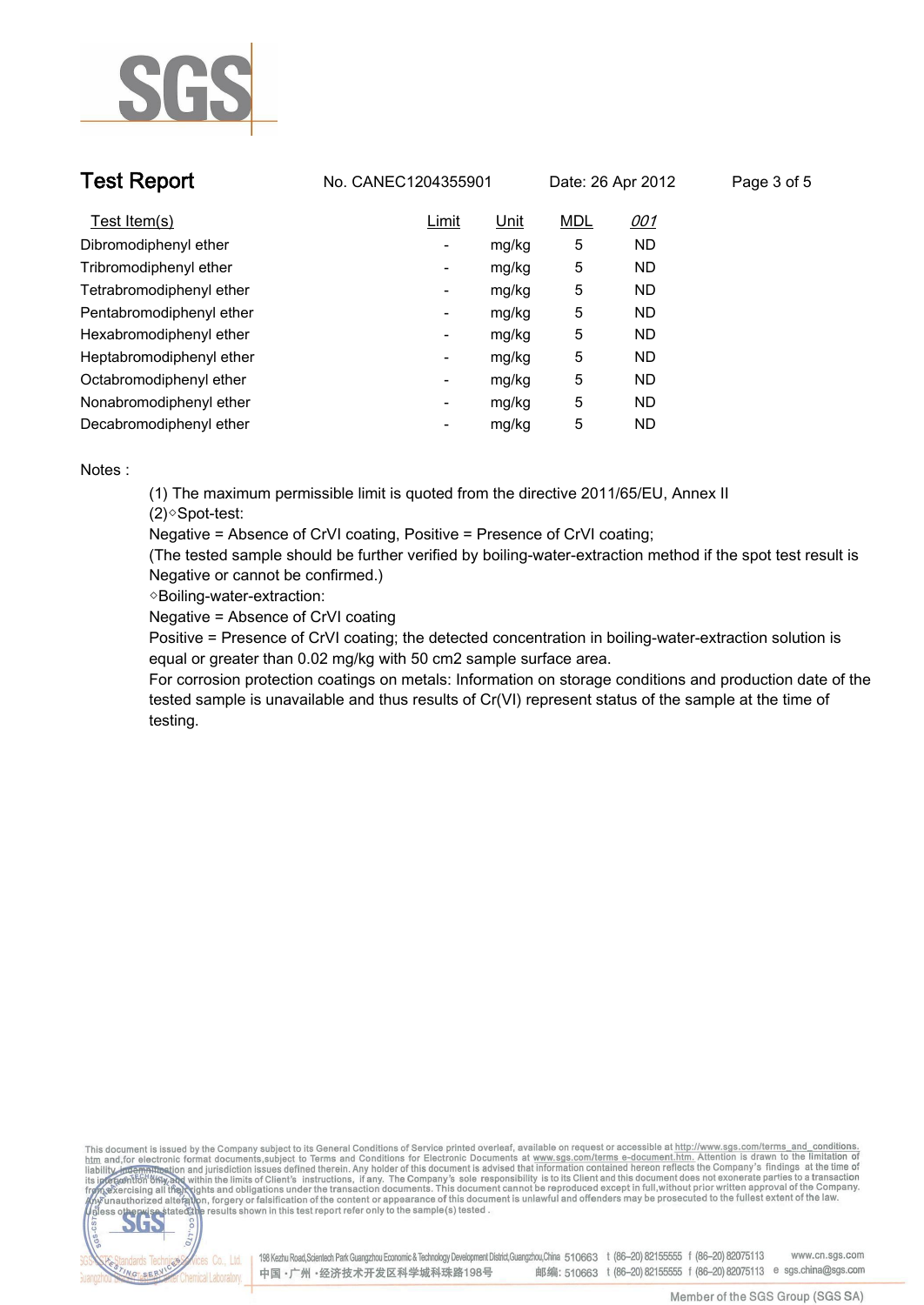| Test Item(s) | Limit | Unit | MDL | *001* |
|---|---|---|---|---|
| Dibromodiphenyl ether | - | mg/kg | 5 | ND |
| Tribromodiphenyl ether | - | mg/kg | 5 | ND |
| Tetrabromodiphenyl ether | - | mg/kg | 5 | ND |
| Pentabromodiphenyl ether | - | mg/kg | 5 | ND |
| Hexabromodiphenyl ether | - | mg/kg | 5 | ND |
| Heptabromodiphenyl ether | - | mg/kg | 5 | ND |
| Octabromodiphenyl ether | - | mg/kg | 5 | ND |
| Nonabromodiphenyl ether | - | mg/kg | 5 | ND |
| Decabromodiphenyl ether | - | mg/kg | 5 | ND |

Notes :

(1) The maximum permissible limit is quoted from the directive 2011/65/EU, Annex II

(2)◇Spot-test:

Negative = Absence of CrVI coating, Positive = Presence of CrVI coating;

(The tested sample should be further verified by boiling-water-extraction method if the spot test result is Negative or cannot be confirmed.)

◇Boiling-water-extraction:

Negative = Absence of CrVI coating

Positive = Presence of CrVI coating; the detected concentration in boiling-water-extraction solution is equal or greater than 0.02 mg/kg with 50 cm2 sample surface area.

For corrosion protection coatings on metals: Information on storage conditions and production date of the tested sample is unavailable and thus results of Cr(VI) represent status of the sample at the time of testing.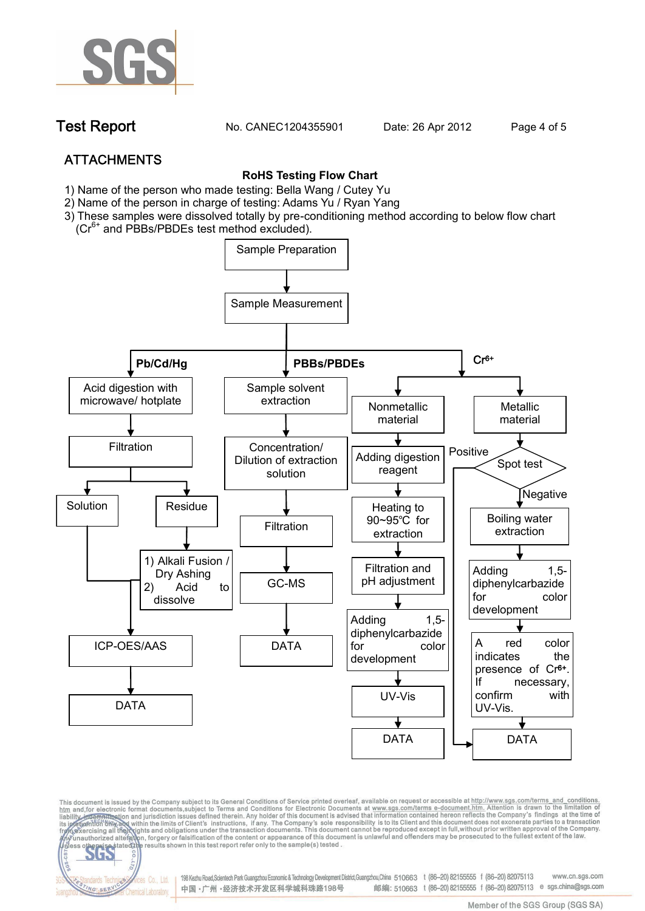# Test Report

No. CANEC1204355901 Date: 26 Apr 2012

## ATTACHMENTS

### RoHS Testing Flow Chart

1) Name of the person who made testing: Bella Wang / Cutey Yu
2) Name of the person in charge of testing: Adams Yu / Ryan Yang
3) These samples were dissolved totally by pre-conditioning method according to below flow chart ($Cr^{6+}$ and PBBs/PBDEs test method excluded).

Sample Preparation → Sample Measurement

**Pb/Cd/Hg**

- Acid digestion with microwave/ hotplate → Filtration
  - Solution → ICP-OES/AAS
  - Residue → 1) Alkali Fusion / Dry Ashing 2) Acid to dissolve → ICP-OES/AAS
- ICP-OES/AAS → DATA

**PBBs/PBDEs**

- Sample solvent extraction → Concentration/ Dilution of extraction solution → Filtration → GC-MS → DATA

**$Cr^{6+}$**

- Nonmetallic material → Adding digestion reagent → Heating to 90~95℃ for extraction → Filtration and pH adjustment → Adding 1,5-diphenylcarbazide for color development → UV-Vis → DATA
- Metallic material → Spot test
  - Positive → DATA
  - Negative → Boiling water extraction → Adding 1,5-diphenylcarbazide for color development → A red color indicates the presence of $Cr^{6+}$. If necessary, confirm with UV-Vis. → DATA

This document is issued by the Company subject to its General Conditions of Service printed overleaf, available on request or accessible at http://www.sgs.com/terms_and_conditions.htm and,for electronic format documents,subject to Terms and Conditions for Electronic Documents at www.sgs.com/terms_e-document.htm. Attention is drawn to the limitation of liability, indemnification and jurisdiction issues defined therein. Any holder of this document is advised that information contained hereon reflects the Company's findings at the time of its intervention only and within the limits of Client's instructions, if any. The Company's sole responsibility is to its Client and this document does not exonerate parties to a transaction from exercising all their rights and obligations under the transaction documents. This document cannot be reproduced except in full,without prior written approval of the Company. Any unauthorized alteration, forgery or falsification of the content or appearance of this document is unlawful and offenders may be prosecuted to the fullest extent of the law. Unless otherwise stated the results shown in this test report refer only to the sample(s) tested .

198 Kezhu Road,Scientech Park Guangzhou Economic & Technology Development District,Guangzhou,China 510663 t (86–20) 82155555 f (86–20) 82075113 www.cn.sgs.com
中国 · 广州 · 经济技术开发区科学城科珠路198号 邮编: 510663 t (86–20) 82155555 f (86–20) 82075113 e sgs.china@sgs.com

Member of the SGS Group (SGS SA)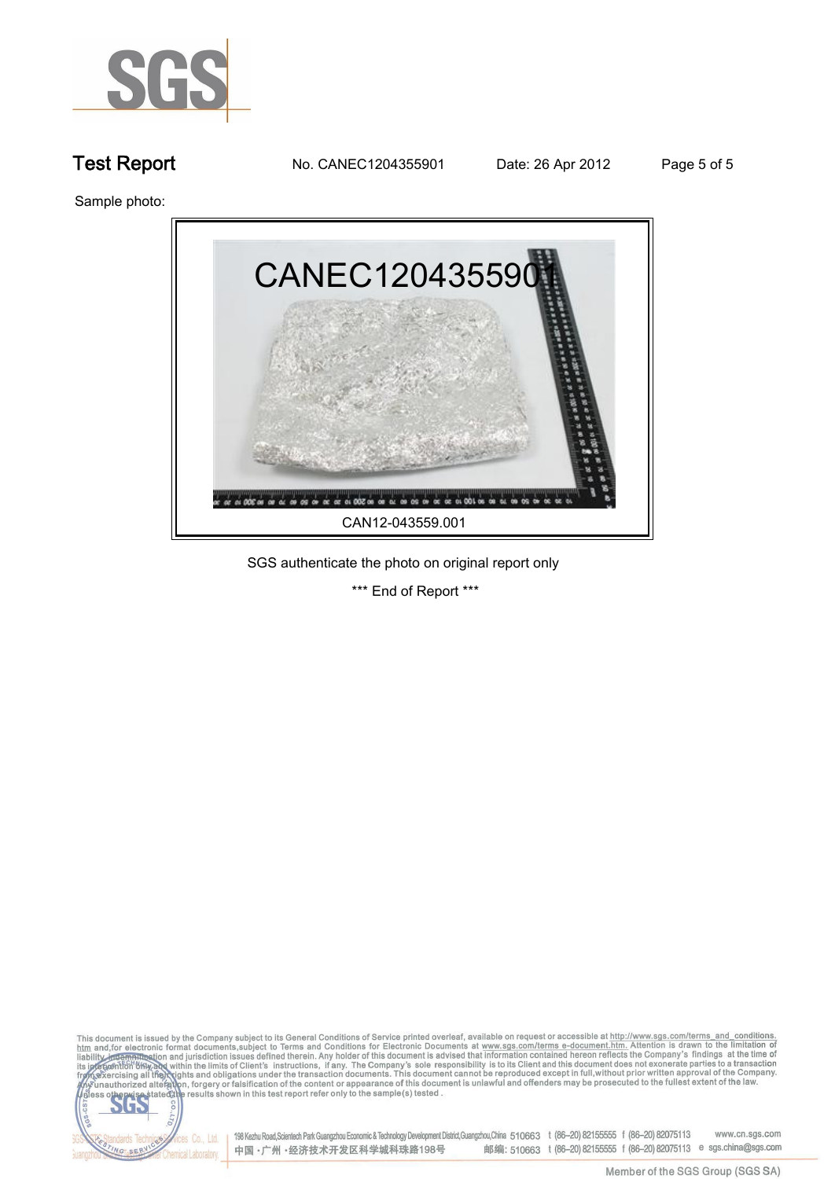Sample photo:

CANEC1204355901

CAN12-043559.001

SGS authenticate the photo on original report only

\*\*\* End of Report \*\*\*